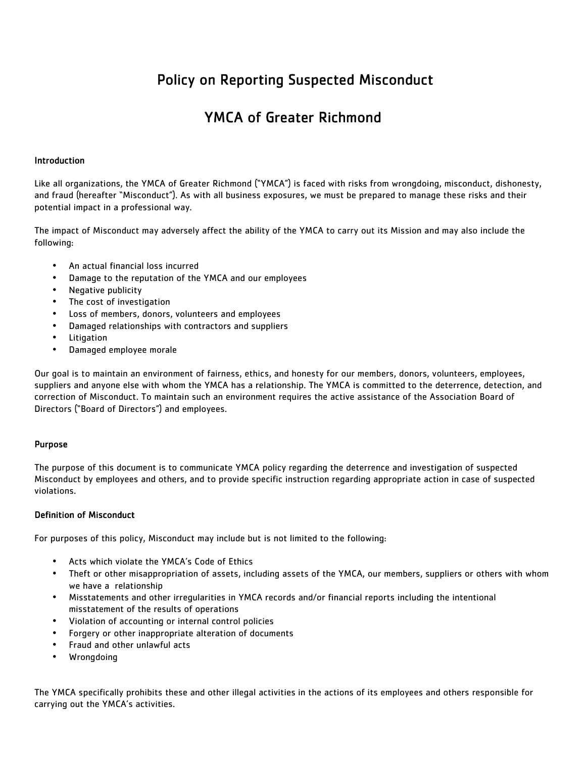# Policy on Reporting Suspected Misconduct

# YMCA of Greater Richmond

### Introduction

Like all organizations, the YMCA of Greater Richmond ("YMCA") is faced with risks from wrongdoing, misconduct, dishonesty, and fraud (hereafter "Misconduct"). As with all business exposures, we must be prepared to manage these risks and their potential impact in a professional way.

The impact of Misconduct may adversely affect the ability of the YMCA to carry out its Mission and may also include the following:

- An actual financial loss incurred
- Damage to the reputation of the YMCA and our employees
- Negative publicity
- The cost of investigation
- Loss of members, donors, volunteers and employees
- Damaged relationships with contractors and suppliers
- Litigation
- Damaged employee morale

Our goal is to maintain an environment of fairness, ethics, and honesty for our members, donors, volunteers, employees, suppliers and anyone else with whom the YMCA has a relationship. The YMCA is committed to the deterrence, detection, and correction of Misconduct. To maintain such an environment requires the active assistance of the Association Board of Directors ("Board of Directors") and employees.

### Purpose

The purpose of this document is to communicate YMCA policy regarding the deterrence and investigation of suspected Misconduct by employees and others, and to provide specific instruction regarding appropriate action in case of suspected violations.

### Definition of Misconduct

For purposes of this policy, Misconduct may include but is not limited to the following:

- Acts which violate the YMCA's Code of Ethics
- Theft or other misappropriation of assets, including assets of the YMCA, our members, suppliers or others with whom we have a relationship
- Misstatements and other irregularities in YMCA records and/or financial reports including the intentional misstatement of the results of operations
- Violation of accounting or internal control policies
- Forgery or other inappropriate alteration of documents
- Fraud and other unlawful acts
- Wrongdoing

The YMCA specifically prohibits these and other illegal activities in the actions of its employees and others responsible for carrying out the YMCA's activities.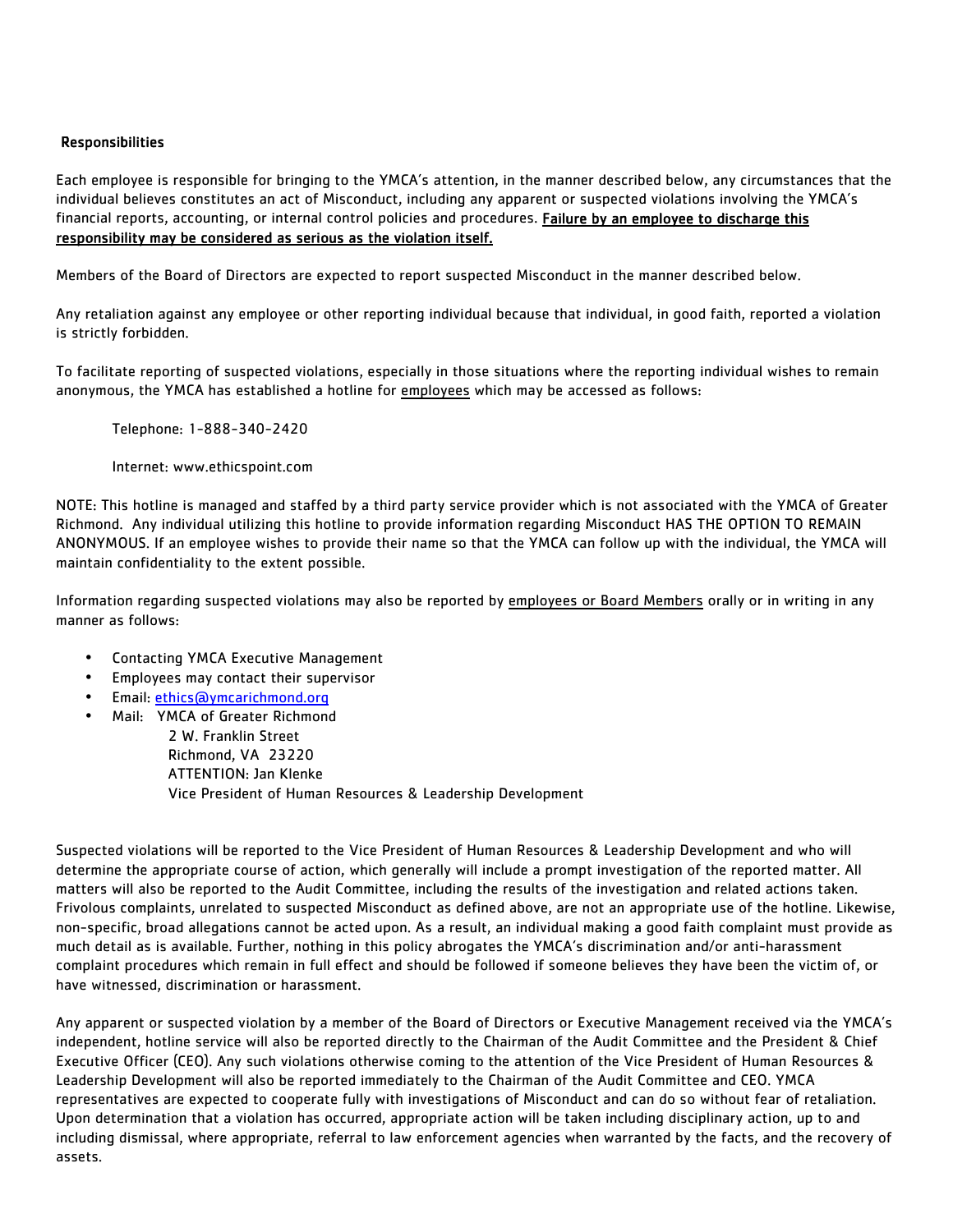**Responsibilities**

Each employee is responsible for bringing to the YMCA's attention, in the manner described below, any circumstances that the individual believes constitutes an act of Misconduct, including any apparent or suspected violations involving the YMCA's financial reports, accounting, or internal control policies and procedures. **Failure by an employee to discharge this responsibility may be considered as serious as the violation itself.**

Members of the Board of Directors are expected to report suspected Misconduct in the manner described below.

Any retaliation against any employee or other reporting individual because that individual, in good faith, reported a violation is strictly forbidden.

To facilitate reporting of suspected violations, especially in those situations where the reporting individual wishes to remain anonymous, the YMCA has established a hotline for employees which may be accessed as follows:

Telephone: 1-888-340-2420

Internet: www.ethicspoint.com

NOTE: This hotline is managed and staffed by a third party service provider which is not associated with the YMCA of Greater Richmond. Any individual utilizing this hotline to provide information regarding Misconduct HAS THE OPTION TO REMAIN ANONYMOUS. If an employee wishes to provide their name so that the YMCA can follow up with the individual, the YMCA will maintain confidentiality to the extent possible.

Information regarding suspected violations may also be reported by employees or Board Members orally or in writing in any manner as follows:

- Contacting YMCA Executive Management
- Employees may contact their supervisor
- Email: ethics@ymcarichmond.org
- Mail: YMCA of Greater Richmond
  2 W. Franklin Street
  Richmond, VA 23220
  ATTENTION: Jan Klenke
  Vice President of Human Resources & Leadership Development

Suspected violations will be reported to the Vice President of Human Resources & Leadership Development and who will determine the appropriate course of action, which generally will include a prompt investigation of the reported matter. All matters will also be reported to the Audit Committee, including the results of the investigation and related actions taken. Frivolous complaints, unrelated to suspected Misconduct as defined above, are not an appropriate use of the hotline. Likewise, non-specific, broad allegations cannot be acted upon. As a result, an individual making a good faith complaint must provide as much detail as is available. Further, nothing in this policy abrogates the YMCA's discrimination and/or anti-harassment complaint procedures which remain in full effect and should be followed if someone believes they have been the victim of, or have witnessed, discrimination or harassment.

Any apparent or suspected violation by a member of the Board of Directors or Executive Management received via the YMCA's independent, hotline service will also be reported directly to the Chairman of the Audit Committee and the President & Chief Executive Officer (CEO). Any such violations otherwise coming to the attention of the Vice President of Human Resources & Leadership Development will also be reported immediately to the Chairman of the Audit Committee and CEO. YMCA representatives are expected to cooperate fully with investigations of Misconduct and can do so without fear of retaliation. Upon determination that a violation has occurred, appropriate action will be taken including disciplinary action, up to and including dismissal, where appropriate, referral to law enforcement agencies when warranted by the facts, and the recovery of assets.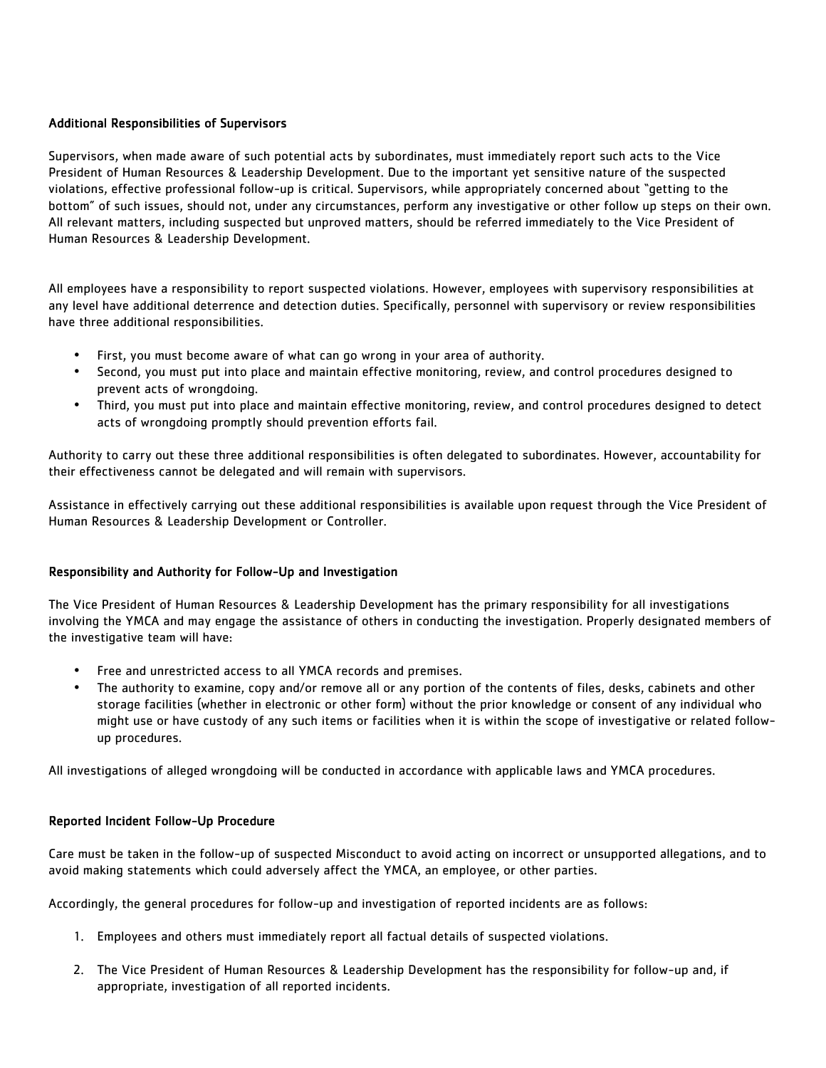### Additional Responsibilities of Supervisors

Supervisors, when made aware of such potential acts by subordinates, must immediately report such acts to the Vice President of Human Resources & Leadership Development. Due to the important yet sensitive nature of the suspected violations, effective professional follow-up is critical. Supervisors, while appropriately concerned about "getting to the bottom" of such issues, should not, under any circumstances, perform any investigative or other follow up steps on their own. All relevant matters, including suspected but unproved matters, should be referred immediately to the Vice President of Human Resources & Leadership Development.

All employees have a responsibility to report suspected violations. However, employees with supervisory responsibilities at any level have additional deterrence and detection duties. Specifically, personnel with supervisory or review responsibilities have three additional responsibilities.

- First, you must become aware of what can go wrong in your area of authority.
- Second, you must put into place and maintain effective monitoring, review, and control procedures designed to prevent acts of wrongdoing.
- Third, you must put into place and maintain effective monitoring, review, and control procedures designed to detect acts of wrongdoing promptly should prevention efforts fail.

Authority to carry out these three additional responsibilities is often delegated to subordinates. However, accountability for their effectiveness cannot be delegated and will remain with supervisors.

Assistance in effectively carrying out these additional responsibilities is available upon request through the Vice President of Human Resources & Leadership Development or Controller.

### Responsibility and Authority for Follow-Up and Investigation

The Vice President of Human Resources & Leadership Development has the primary responsibility for all investigations involving the YMCA and may engage the assistance of others in conducting the investigation. Properly designated members of the investigative team will have:

- Free and unrestricted access to all YMCA records and premises.
- The authority to examine, copy and/or remove all or any portion of the contents of files, desks, cabinets and other storage facilities (whether in electronic or other form) without the prior knowledge or consent of any individual who might use or have custody of any such items or facilities when it is within the scope of investigative or related follow-up procedures.

All investigations of alleged wrongdoing will be conducted in accordance with applicable laws and YMCA procedures.

### Reported Incident Follow-Up Procedure

Care must be taken in the follow-up of suspected Misconduct to avoid acting on incorrect or unsupported allegations, and to avoid making statements which could adversely affect the YMCA, an employee, or other parties.

Accordingly, the general procedures for follow-up and investigation of reported incidents are as follows:

1. Employees and others must immediately report all factual details of suspected violations.

2. The Vice President of Human Resources & Leadership Development has the responsibility for follow-up and, if appropriate, investigation of all reported incidents.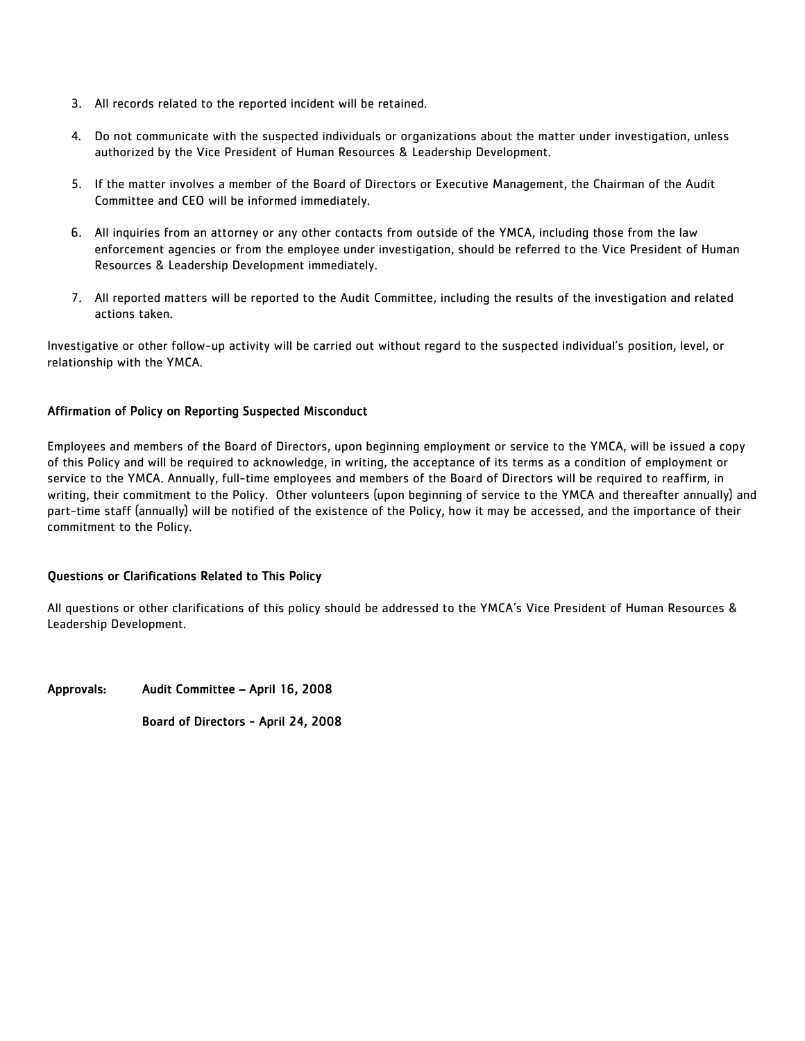3. All records related to the reported incident will be retained.

4. Do not communicate with the suspected individuals or organizations about the matter under investigation, unless authorized by the Vice President of Human Resources & Leadership Development.

5. If the matter involves a member of the Board of Directors or Executive Management, the Chairman of the Audit Committee and CEO will be informed immediately.

6. All inquiries from an attorney or any other contacts from outside of the YMCA, including those from the law enforcement agencies or from the employee under investigation, should be referred to the Vice President of Human Resources & Leadership Development immediately.

7. All reported matters will be reported to the Audit Committee, including the results of the investigation and related actions taken.

Investigative or other follow-up activity will be carried out without regard to the suspected individual's position, level, or relationship with the YMCA.

### Affirmation of Policy on Reporting Suspected Misconduct

Employees and members of the Board of Directors, upon beginning employment or service to the YMCA, will be issued a copy of this Policy and will be required to acknowledge, in writing, the acceptance of its terms as a condition of employment or service to the YMCA. Annually, full-time employees and members of the Board of Directors will be required to reaffirm, in writing, their commitment to the Policy. Other volunteers (upon beginning of service to the YMCA and thereafter annually) and part-time staff (annually) will be notified of the existence of the Policy, how it may be accessed, and the importance of their commitment to the Policy.

### Questions or Clarifications Related to This Policy

All questions or other clarifications of this policy should be addressed to the YMCA's Vice President of Human Resources & Leadership Development.

**Approvals:** **Audit Committee – April 16, 2008**

**Board of Directors - April 24, 2008**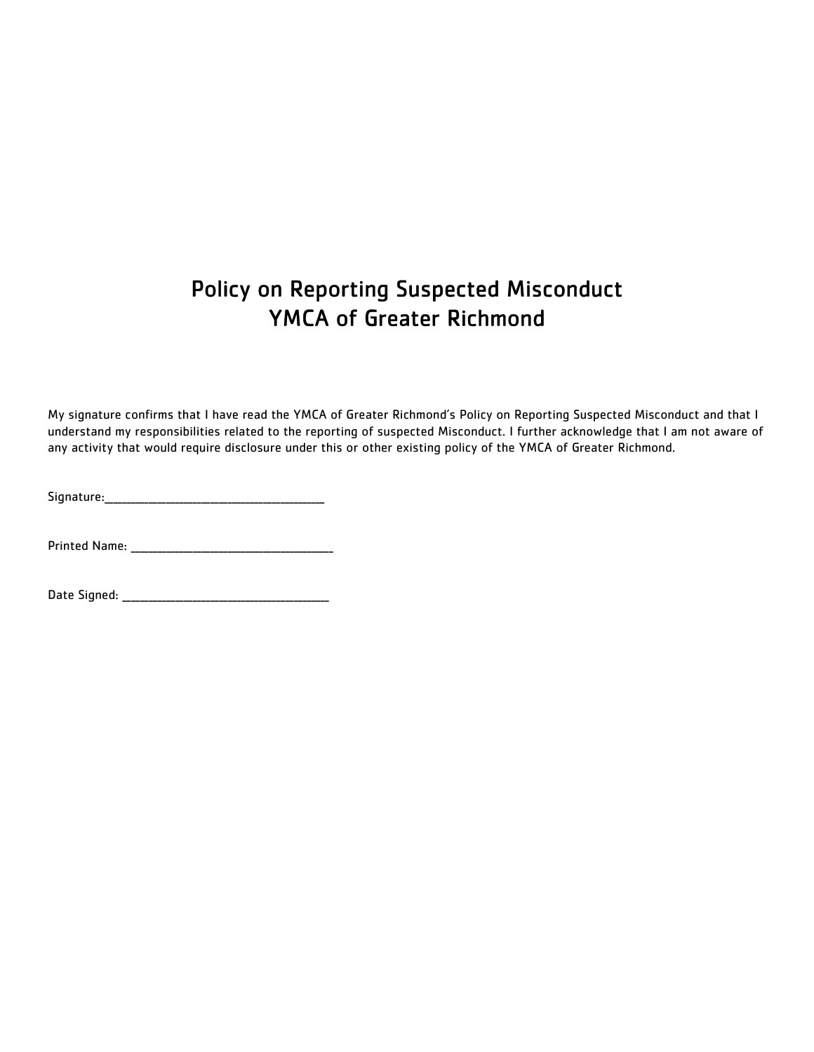# Policy on Reporting Suspected Misconduct
# YMCA of Greater Richmond

My signature confirms that I have read the YMCA of Greater Richmond's Policy on Reporting Suspected Misconduct and that I understand my responsibilities related to the reporting of suspected Misconduct. I further acknowledge that I am not aware of any activity that would require disclosure under this or other existing policy of the YMCA of Greater Richmond.

Signature:_________________________________

Printed Name: _______________________________

Date Signed: _______________________________